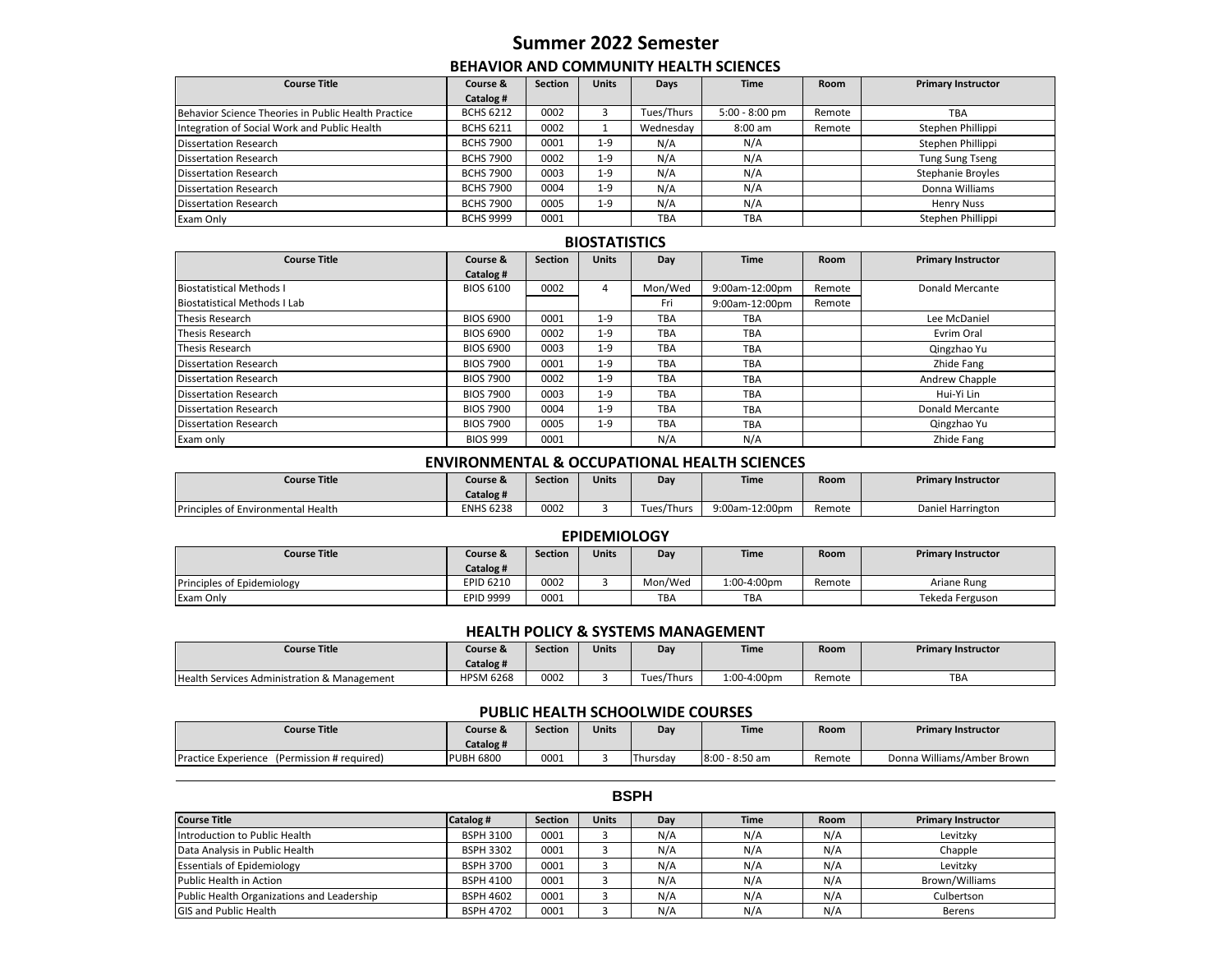# Summer 2022 Semester

## BEHAVIOR AND COMMUNITY HEALTH SCIENCES

| Course Title | Course & Catalog # | Section | Units | Days | Time | Room | Primary Instructor |
|---|---|---|---|---|---|---|---|
| Behavior Science Theories in Public Health Practice | BCHS 6212 | 0002 | 3 | Tues/Thurs | 5:00 - 8:00 pm | Remote | TBA |
| Integration of Social Work and Public Health | BCHS 6211 | 0002 | 1 | Wednesday | 8:00 am | Remote | Stephen Phillippi |
| Dissertation Research | BCHS 7900 | 0001 | 1-9 | N/A | N/A | | Stephen Phillippi |
| Dissertation Research | BCHS 7900 | 0002 | 1-9 | N/A | N/A | | Tung Sung Tseng |
| Dissertation Research | BCHS 7900 | 0003 | 1-9 | N/A | N/A | | Stephanie Broyles |
| Dissertation Research | BCHS 7900 | 0004 | 1-9 | N/A | N/A | | Donna Williams |
| Dissertation Research | BCHS 7900 | 0005 | 1-9 | N/A | N/A | | Henry Nuss |
| Exam Only | BCHS 9999 | 0001 | | TBA | TBA | | Stephen Phillippi |

## BIOSTATISTICS

| Course Title | Course & Catalog # | Section | Units | Day | Time | Room | Primary Instructor |
|---|---|---|---|---|---|---|---|
| Biostatistical Methods I | BIOS 6100 | 0002 | 4 | Mon/Wed | 9:00am-12:00pm | Remote | Donald Mercante |
| Biostatistical Methods I Lab | | | | Fri | 9:00am-12:00pm | Remote | |
| Thesis Research | BIOS 6900 | 0001 | 1-9 | TBA | TBA | | Lee McDaniel |
| Thesis Research | BIOS 6900 | 0002 | 1-9 | TBA | TBA | | Evrim Oral |
| Thesis Research | BIOS 6900 | 0003 | 1-9 | TBA | TBA | | Qingzhao Yu |
| Dissertation Research | BIOS 7900 | 0001 | 1-9 | TBA | TBA | | Zhide Fang |
| Dissertation Research | BIOS 7900 | 0002 | 1-9 | TBA | TBA | | Andrew Chapple |
| Dissertation Research | BIOS 7900 | 0003 | 1-9 | TBA | TBA | | Hui-Yi Lin |
| Dissertation Research | BIOS 7900 | 0004 | 1-9 | TBA | TBA | | Donald Mercante |
| Dissertation Research | BIOS 7900 | 0005 | 1-9 | TBA | TBA | | Qingzhao Yu |
| Exam only | BIOS 999 | 0001 | | N/A | N/A | | Zhide Fang |

## ENVIRONMENTAL & OCCUPATIONAL HEALTH SCIENCES

| Course Title | Course & Catalog # | Section | Units | Day | Time | Room | Primary Instructor |
|---|---|---|---|---|---|---|---|
| Principles of Environmental Health | ENHS 6238 | 0002 | 3 | Tues/Thurs | 9:00am-12:00pm | Remote | Daniel Harrington |

## EPIDEMIOLOGY

| Course Title | Course & Catalog # | Section | Units | Day | Time | Room | Primary Instructor |
|---|---|---|---|---|---|---|---|
| Principles of Epidemiology | EPID 6210 | 0002 | 3 | Mon/Wed | 1:00-4:00pm | Remote | Ariane Rung |
| Exam Only | EPID 9999 | 0001 | | TBA | TBA | | Tekeda Ferguson |

## HEALTH POLICY & SYSTEMS MANAGEMENT

| Course Title | Course & Catalog # | Section | Units | Day | Time | Room | Primary Instructor |
|---|---|---|---|---|---|---|---|
| Health Services Administration & Management | HPSM 6268 | 0002 | 3 | Tues/Thurs | 1:00-4:00pm | Remote | TBA |

## PUBLIC HEALTH SCHOOLWIDE COURSES

| Course Title | Course & Catalog # | Section | Units | Day | Time | Room | Primary Instructor |
|---|---|---|---|---|---|---|---|
| Practice Experience (Permission # required) | PUBH 6800 | 0001 | 3 | Thursday | 8:00 - 8:50 am | Remote | Donna Williams/Amber Brown |

## BSPH

| Course Title | Catalog # | Section | Units | Day | Time | Room | Primary Instructor |
|---|---|---|---|---|---|---|---|
| Introduction to Public Health | BSPH 3100 | 0001 | 3 | N/A | N/A | N/A | Levitzky |
| Data Analysis in Public Health | BSPH 3302 | 0001 | 3 | N/A | N/A | N/A | Chapple |
| Essentials of Epidemiology | BSPH 3700 | 0001 | 3 | N/A | N/A | N/A | Levitzky |
| Public Health in Action | BSPH 4100 | 0001 | 3 | N/A | N/A | N/A | Brown/Williams |
| Public Health Organizations and Leadership | BSPH 4602 | 0001 | 3 | N/A | N/A | N/A | Culbertson |
| GIS and Public Health | BSPH 4702 | 0001 | 3 | N/A | N/A | N/A | Berens |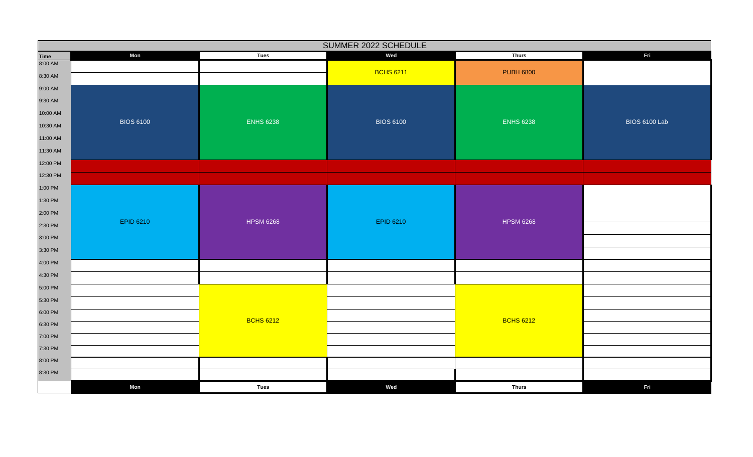# SUMMER 2022 SCHEDULE

| Time | Mon | Tues | Wed | Thurs | Fri |
|---|---|---|---|---|---|
| 8:00 AM | | | BCHS 6211 | PUBH 6800 | |
| 8:30 AM | | | BCHS 6211 | PUBH 6800 | |
| 9:00 AM | BIOS 6100 | ENHS 6238 | BIOS 6100 | ENHS 6238 | BIOS 6100 Lab |
| 9:30 AM | BIOS 6100 | ENHS 6238 | BIOS 6100 | ENHS 6238 | BIOS 6100 Lab |
| 10:00 AM | BIOS 6100 | ENHS 6238 | BIOS 6100 | ENHS 6238 | BIOS 6100 Lab |
| 10:30 AM | BIOS 6100 | ENHS 6238 | BIOS 6100 | ENHS 6238 | BIOS 6100 Lab |
| 11:00 AM | BIOS 6100 | ENHS 6238 | BIOS 6100 | ENHS 6238 | BIOS 6100 Lab |
| 11:30 AM | BIOS 6100 | ENHS 6238 | BIOS 6100 | ENHS 6238 | BIOS 6100 Lab |
| 12:00 PM | | | | | |
| 12:30 PM | | | | | |
| 1:00 PM | EPID 6210 | HPSM 6268 | EPID 6210 | HPSM 6268 | |
| 1:30 PM | EPID 6210 | HPSM 6268 | EPID 6210 | HPSM 6268 | |
| 2:00 PM | EPID 6210 | HPSM 6268 | EPID 6210 | HPSM 6268 | |
| 2:30 PM | EPID 6210 | HPSM 6268 | EPID 6210 | HPSM 6268 | |
| 3:00 PM | EPID 6210 | HPSM 6268 | EPID 6210 | HPSM 6268 | |
| 3:30 PM | EPID 6210 | HPSM 6268 | EPID 6210 | HPSM 6268 | |
| 4:00 PM | | | | | |
| 4:30 PM | | | | | |
| 5:00 PM | | BCHS 6212 | | BCHS 6212 | |
| 5:30 PM | | BCHS 6212 | | BCHS 6212 | |
| 6:00 PM | | BCHS 6212 | | BCHS 6212 | |
| 6:30 PM | | BCHS 6212 | | BCHS 6212 | |
| 7:00 PM | | BCHS 6212 | | BCHS 6212 | |
| 7:30 PM | | BCHS 6212 | | BCHS 6212 | |
| 8:00 PM | | | | | |
| 8:30 PM | | | | | |
| | Mon | Tues | Wed | Thurs | Fri |